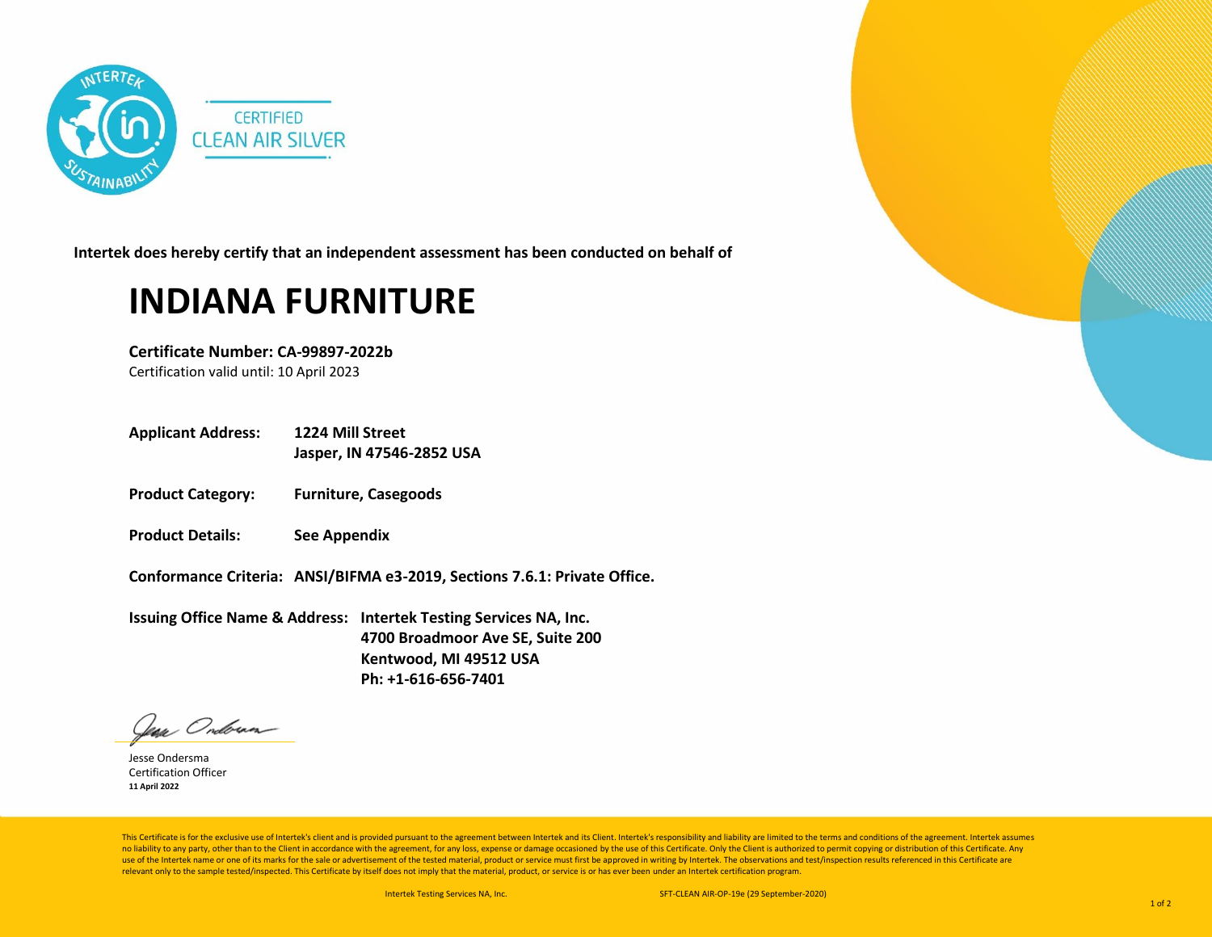CERTIFIED
CLEAN AIR SILVER

**Intertek does hereby certify that an independent assessment has been conducted on behalf of**

# INDIANA FURNITURE

**Certificate Number: CA-99897-2022b**
Certification valid until: 10 April 2023

**Applicant Address:** **1224 Mill Street**
**Jasper, IN 47546-2852 USA**

**Product Category:** **Furniture, Casegoods**

**Product Details:** **See Appendix**

**Conformance Criteria:** **ANSI/BIFMA e3-2019, Sections 7.6.1: Private Office.**

**Issuing Office Name & Address:** **Intertek Testing Services NA, Inc.**
**4700 Broadmoor Ave SE, Suite 200**
**Kentwood, MI 49512 USA**
**Ph: +1-616-656-7401**

Jesse Ondersma
Certification Officer
**11 April 2022**

This Certificate is for the exclusive use of Intertek's client and is provided pursuant to the agreement between Intertek and its Client. Intertek's responsibility and liability are limited to the terms and conditions of the agreement. Intertek assumes no liability to any party, other than to the Client in accordance with the agreement, for any loss, expense or damage occasioned by the use of this Certificate. Only the Client is authorized to permit copying or distribution of this Certificate. Any use of the Intertek name or one of its marks for the sale or advertisement of the tested material, product or service must first be approved in writing by Intertek. The observations and test/inspection results referenced in this Certificate are relevant only to the sample tested/inspected. This Certificate by itself does not imply that the material, product, or service is or has ever been under an Intertek certification program.

Intertek Testing Services NA, Inc. SFT-CLEAN AIR-OP-19e (29 September-2020)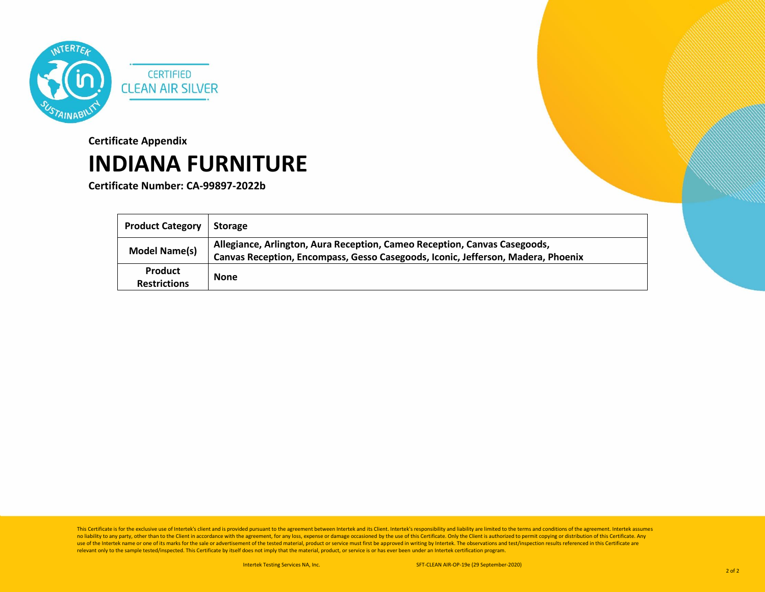CERTIFIED CLEAN AIR SILVER

**Certificate Appendix**

# INDIANA FURNITURE

**Certificate Number: CA-99897-2022b**

| | |
|---|---|
| **Product Category** | **Storage** |
| **Model Name(s)** | **Allegiance, Arlington, Aura Reception, Cameo Reception, Canvas Casegoods, Canvas Reception, Encompass, Gesso Casegoods, Iconic, Jefferson, Madera, Phoenix** |
| **Product Restrictions** | **None** |

This Certificate is for the exclusive use of Intertek's client and is provided pursuant to the agreement between Intertek and its Client. Intertek's responsibility and liability are limited to the terms and conditions of the agreement. Intertek assumes no liability to any party, other than to the Client in accordance with the agreement, for any loss, expense or damage occasioned by the use of this Certificate. Only the Client is authorized to permit copying or distribution of this Certificate. Any use of the Intertek name or one of its marks for the sale or advertisement of the tested material, product or service must first be approved in writing by Intertek. The observations and test/inspection results referenced in this Certificate are relevant only to the sample tested/inspected. This Certificate by itself does not imply that the material, product, or service is or has ever been under an Intertek certification program.

Intertek Testing Services NA, Inc.

SFT-CLEAN AIR-OP-19e (29 September-2020)